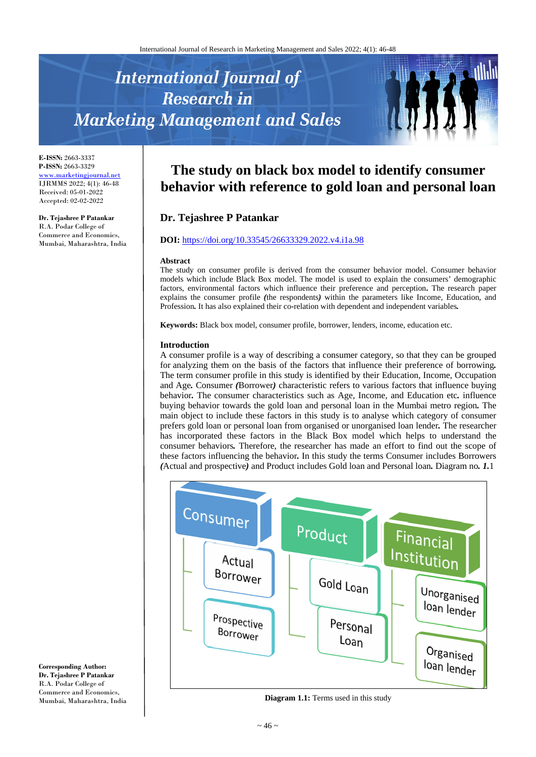# International Journal of Research in Marketing Management and Sales

**E-ISSN:** 2663-3337
**P-ISSN:** 2663-3329
www.marketingjournal.net
IJRMMS 2022; 4(1): 46-48
Received: 05-01-2022
Accepted: 02-02-2022

**Dr. Tejashree P Patankar**
R.A. Podar College of Commerce and Economics, Mumbai, Maharashtra, India

**Corresponding Author:**
**Dr. Tejashree P Patankar**
R.A. Podar College of Commerce and Economics, Mumbai, Maharashtra, India

# The study on black box model to identify consumer behavior with reference to gold loan and personal loan

## Dr. Tejashree P Patankar

**DOI:** https://doi.org/10.33545/26633329.2022.v4.i1a.98

### Abstract

The study on consumer profile is derived from the consumer behavior model. Consumer behavior models which include Black Box model. The model is used to explain the consumers' demographic factors, environmental factors which influence their preference and perception. The research paper explains the consumer profile *(*the respondents*)* within the parameters like Income, Education, and Profession*.* It has also explained their co-relation with dependent and independent variables*.*

**Keywords:** Black box model, consumer profile, borrower, lenders, income, education etc.

### Introduction

A consumer profile is a way of describing a consumer category, so that they can be grouped for analyzing them on the basis of the factors that influence their preference of borrowing*.* The term consumer profile in this study is identified by their Education, Income, Occupation and Age*.* Consumer *(*Borrower*)* characteristic refers to various factors that influence buying behavior*.* The consumer characteristics such as Age, Income, and Education etc*.* influence buying behavior towards the gold loan and personal loan in the Mumbai metro region*.* The main object to include these factors in this study is to analyse which category of consumer prefers gold loan or personal loan from organised or unorganised loan lender*.* The researcher has incorporated these factors in the Black Box model which helps to understand the consumer behaviors*.* Therefore, the researcher has made an effort to find out the scope of these factors influencing the behavior*.* In this study the terms Consumer includes Borrowers *(*Actual and prospective*)* and Product includes Gold loan and Personal loan*.* Diagram no*. **1.***1

| Consumer | Product | Financial Institution |
|---|---|---|
| Actual Borrower | Gold Loan | Unorganised loan lender |
| Prospective Borrower | Personal Loan | Organised loan lender |

**Diagram 1.1:** Terms used in this study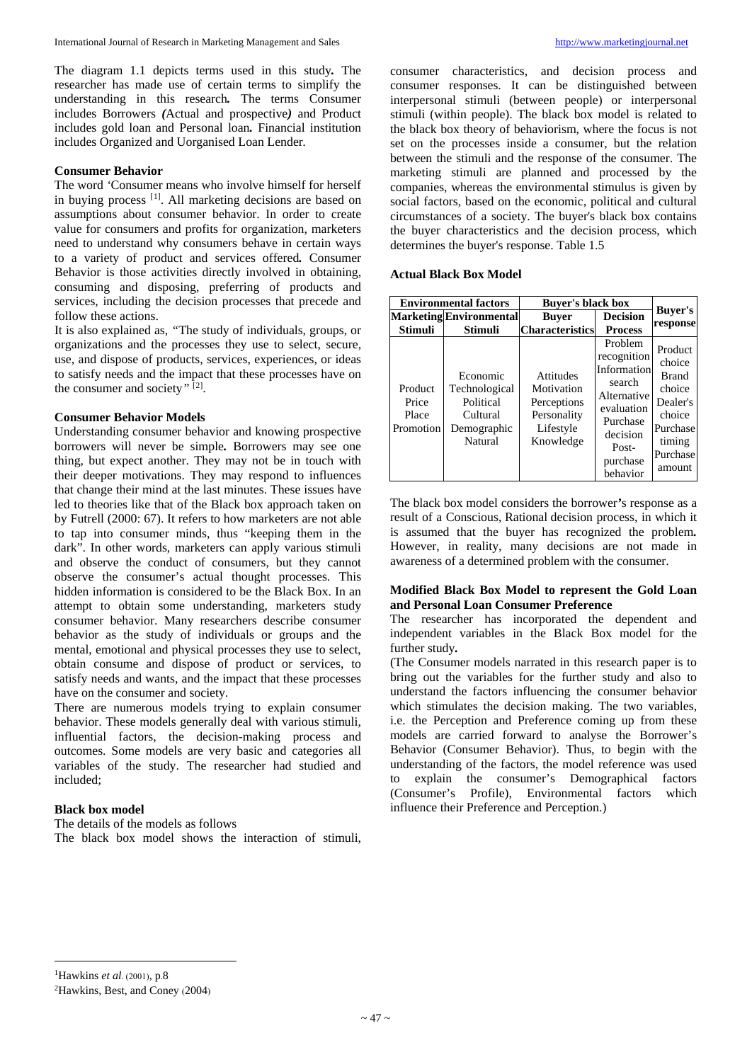The diagram 1.1 depicts terms used in this study. The researcher has made use of certain terms to simplify the understanding in this research. The terms Consumer includes Borrowers (Actual and prospective) and Product includes gold loan and Personal loan. Financial institution includes Organized and Uorganised Loan Lender.

### Consumer Behavior

The word 'Consumer means who involve himself for herself in buying process [1]. All marketing decisions are based on assumptions about consumer behavior. In order to create value for consumers and profits for organization, marketers need to understand why consumers behave in certain ways to a variety of product and services offered. Consumer Behavior is those activities directly involved in obtaining, consuming and disposing, preferring of products and services, including the decision processes that precede and follow these actions.

It is also explained as, "The study of individuals, groups, or organizations and the processes they use to select, secure, use, and dispose of products, services, experiences, or ideas to satisfy needs and the impact that these processes have on the consumer and society" [2].

### Consumer Behavior Models

Understanding consumer behavior and knowing prospective borrowers will never be simple. Borrowers may see one thing, but expect another. They may not be in touch with their deeper motivations. They may respond to influences that change their mind at the last minutes. These issues have led to theories like that of the Black box approach taken on by Futrell (2000: 67). It refers to how marketers are not able to tap into consumer minds, thus "keeping them in the dark". In other words, marketers can apply various stimuli and observe the conduct of consumers, but they cannot observe the consumer's actual thought processes. This hidden information is considered to be the Black Box. In an attempt to obtain some understanding, marketers study consumer behavior. Many researchers describe consumer behavior as the study of individuals or groups and the mental, emotional and physical processes they use to select, obtain consume and dispose of product or services, to satisfy needs and wants, and the impact that these processes have on the consumer and society.

There are numerous models trying to explain consumer behavior. These models generally deal with various stimuli, influential factors, the decision-making process and outcomes. Some models are very basic and categories all variables of the study. The researcher had studied and included;

### Black box model

The details of the models as follows

The black box model shows the interaction of stimuli, consumer characteristics, and decision process and consumer responses. It can be distinguished between interpersonal stimuli (between people) or interpersonal stimuli (within people). The black box model is related to the black box theory of behaviorism, where the focus is not set on the processes inside a consumer, but the relation between the stimuli and the response of the consumer. The marketing stimuli are planned and processed by the companies, whereas the environmental stimulus is given by social factors, based on the economic, political and cultural circumstances of a society. The buyer's black box contains the buyer characteristics and the decision process, which determines the buyer's response. Table 1.5

### Actual Black Box Model

| Environmental factors | | Buyer's black box | | Buyer's response |
|---|---|---|---|---|
| Marketing Stimuli | Environmental Stimuli | Buyer Characteristics | Decision Process | |
| Product Price Place Promotion | Economic Technological Political Cultural Demographic Natural | Attitudes Motivation Perceptions Personality Lifestyle Knowledge | Problem recognition Information search Alternative evaluation Purchase decision Post-purchase behavior | Product choice Brand choice Dealer's choice Purchase timing Purchase amount |

The black box model considers the borrower's response as a result of a Conscious, Rational decision process, in which it is assumed that the buyer has recognized the problem. However, in reality, many decisions are not made in awareness of a determined problem with the consumer.

### Modified Black Box Model to represent the Gold Loan and Personal Loan Consumer Preference

The researcher has incorporated the dependent and independent variables in the Black Box model for the further study.

(The Consumer models narrated in this research paper is to bring out the variables for the further study and also to understand the factors influencing the consumer behavior which stimulates the decision making. The two variables, i.e. the Perception and Preference coming up from these models are carried forward to analyse the Borrower's Behavior (Consumer Behavior). Thus, to begin with the understanding of the factors, the model reference was used to explain the consumer's Demographical factors (Consumer's Profile), Environmental factors which influence their Preference and Perception.)

---

[1] Hawkins *et al.* (2001), p.8

[2] Hawkins, Best, and Coney (2004)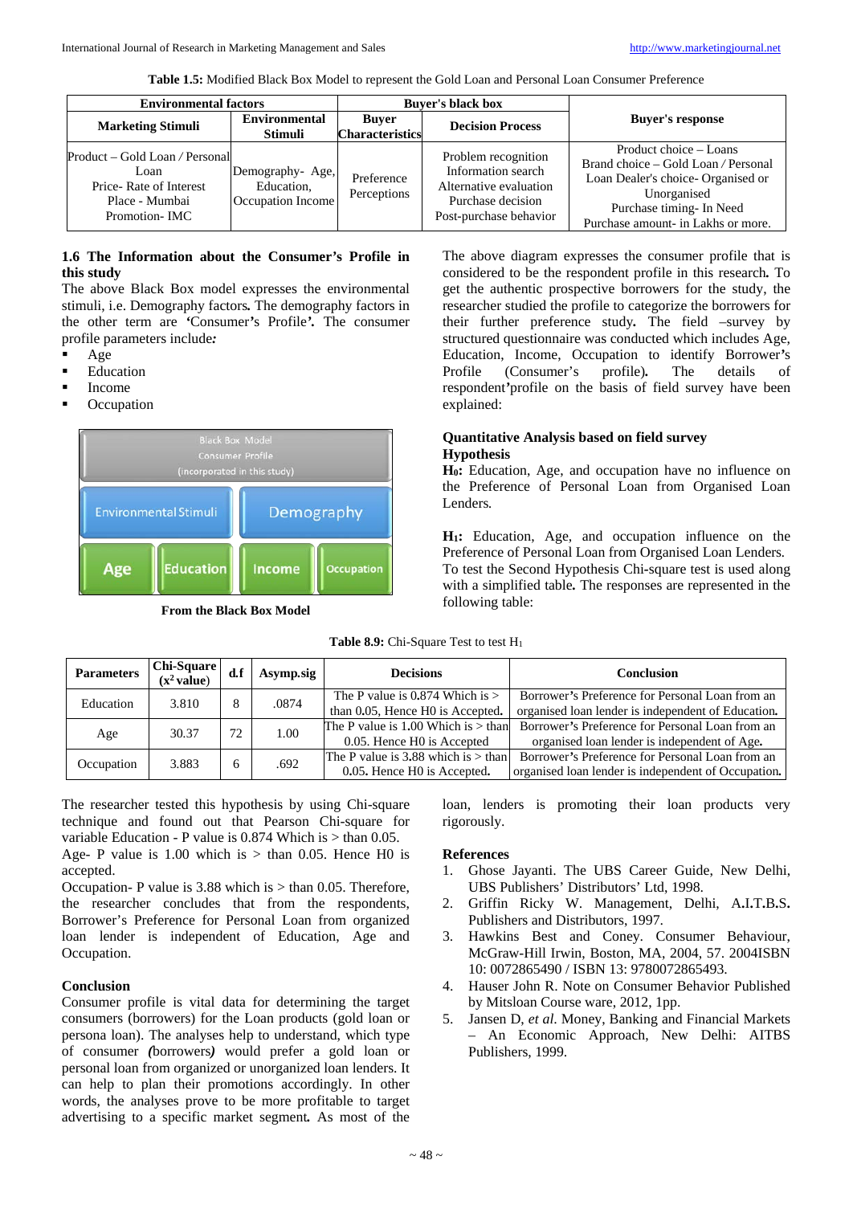**Table 1.5:** Modified Black Box Model to represent the Gold Loan and Personal Loan Consumer Preference

| Environmental factors | | Buyer's black box | | Buyer's response |
|---|---|---|---|---|
| Marketing Stimuli | Environmental Stimuli | Buyer Characteristics | Decision Process | |
| Product – Gold Loan / Personal Loan<br>Price- Rate of Interest<br>Place - Mumbai<br>Promotion- IMC | Demography- Age, Education, Occupation Income | Preference Perceptions | Problem recognition<br>Information search<br>Alternative evaluation<br>Purchase decision<br>Post-purchase behavior | Product choice – Loans<br>Brand choice – Gold Loan / Personal Loan Dealer's choice- Organised or Unorganised<br>Purchase timing- In Need<br>Purchase amount- in Lakhs or more. |

### 1.6 The Information about the Consumer's Profile in this study

The above Black Box model expresses the environmental stimuli, i.e. Demography factors**.** The demography factors in the other term are **'**Consumer**'**s Profile**'.** The consumer profile parameters include***:***

- Age
- Education
- Income
- Occupation

Black Box Model
Consumer Profile
(incorporated in this study)
Environmental Stimuli
Demography
Age
Education
Income
Occupation

**From the Black Box Model**

The above diagram expresses the consumer profile that is considered to be the respondent profile in this research**.** To get the authentic prospective borrowers for the study, the researcher studied the profile to categorize the borrowers for their further preference study**.** The field –survey by structured questionnaire was conducted which includes Age, Education, Income, Occupation to identify Borrower**'**s Profile (Consumer's profile)**.** The details of respondent**'**profile on the basis of field survey have been explained:

### Quantitative Analysis based on field survey

**Hypothesis**

**$H_0$:** Education, Age, and occupation have no influence on the Preference of Personal Loan from Organised Loan Lenders.

**$H_1$:** Education, Age, and occupation influence on the Preference of Personal Loan from Organised Loan Lenders.

To test the Second Hypothesis Chi-square test is used along with a simplified table**.** The responses are represented in the following table:

**Table 8.9:** Chi-Square Test to test $H_1$

| Parameters | Chi-Square ($x^2$ value) | d.f | Asymp.sig | Decisions | Conclusion |
|---|---|---|---|---|---|
| Education | 3.810 | 8 | .0874 | The P value is 0.874 Which is > than 0.05, Hence H0 is Accepted. | Borrower**'**s Preference for Personal Loan from an organised loan lender is independent of Education. |
| Age | 30.37 | 72 | 1.00 | The P value is 1.00 Which is > than 0.05. Hence H0 is Accepted | Borrower**'**s Preference for Personal Loan from an organised loan lender is independent of Age. |
| Occupation | 3.883 | 6 | .692 | The P value is 3.88 which is > than 0.05. Hence H0 is Accepted. | Borrower**'**s Preference for Personal Loan from an organised loan lender is independent of Occupation. |

The researcher tested this hypothesis by using Chi-square technique and found out that Pearson Chi-square for variable Education - P value is 0.874 Which is > than 0.05.

Age- P value is 1.00 which is > than 0.05. Hence H0 is accepted.

Occupation- P value is 3.88 which is > than 0.05. Therefore, the researcher concludes that from the respondents, Borrower's Preference for Personal Loan from organized loan lender is independent of Education, Age and Occupation.

### Conclusion

Consumer profile is vital data for determining the target consumers (borrowers) for the Loan products (gold loan or persona loan). The analyses help to understand, which type of consumer ***(***borrowers***)*** would prefer a gold loan or personal loan from organized or unorganized loan lenders. It can help to plan their promotions accordingly. In other words, the analyses prove to be more profitable to target advertising to a specific market segment**.** As most of the loan, lenders is promoting their loan products very rigorously.

### References

1. Ghose Jayanti. The UBS Career Guide, New Delhi, UBS Publishers' Distributors' Ltd, 1998.
2. Griffin Ricky W. Management, Delhi, A**.**I**.**T**.**B**.**S**.** Publishers and Distributors, 1997.
3. Hawkins Best and Coney. Consumer Behaviour, McGraw-Hill Irwin, Boston, MA, 2004, 57. 2004ISBN 10: 0072865490 / ISBN 13: 9780072865493.
4. Hauser John R. Note on Consumer Behavior Published by Mitsloan Course ware, 2012, 1pp.
5. Jansen D, *et al.* Money, Banking and Financial Markets – An Economic Approach, New Delhi: AITBS Publishers, 1999.